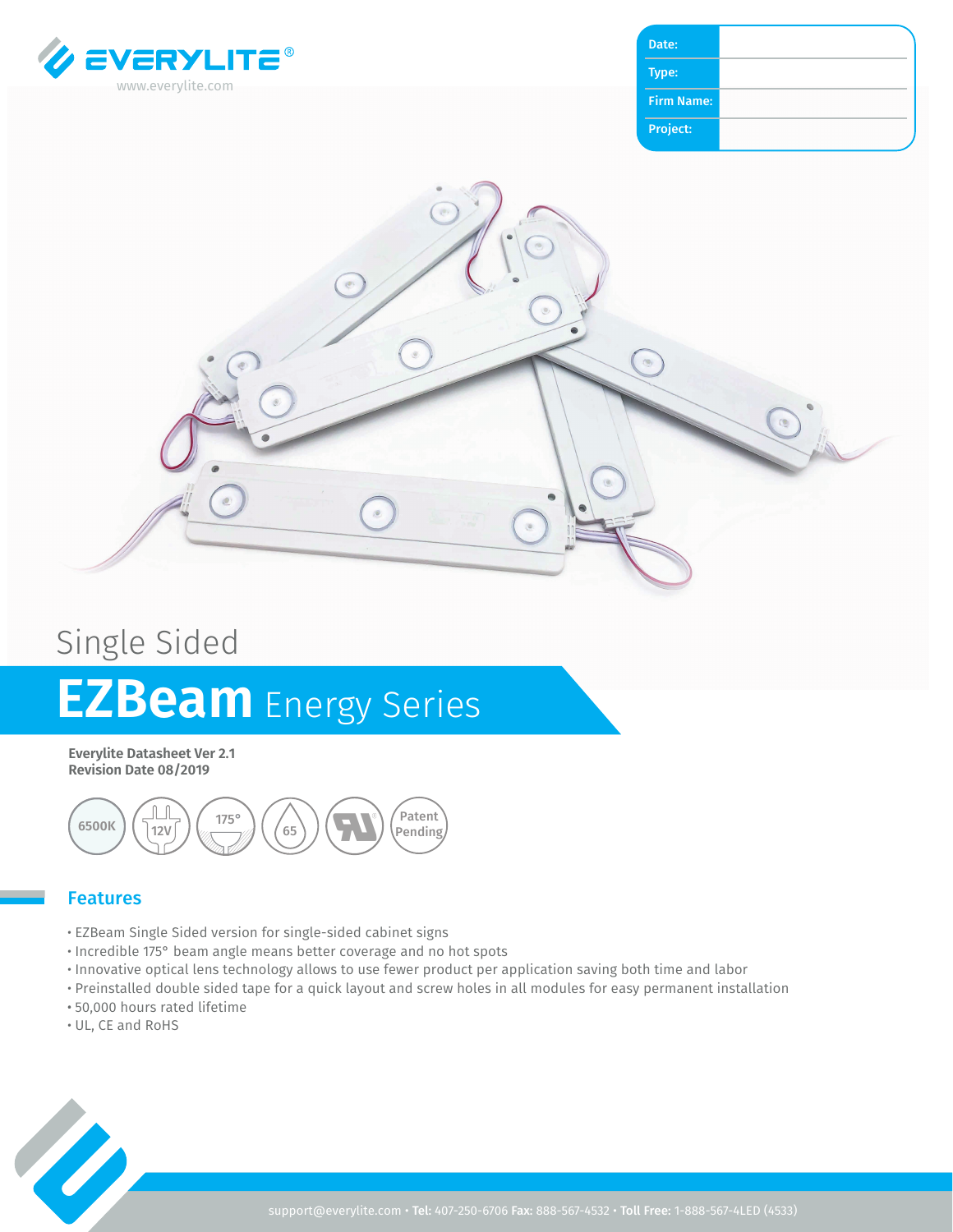EVERYLITE®
www.everylite.com

| Date: | |
|---|---|
| Type: | |
| Firm Name: | |
| Project: | |

Single Sided

# EZBeam Energy Series

**Everylite Datasheet Ver 2.1**
**Revision Date 08/2019**

6500K · 12V · 175° · 65 · UL · Patent Pending

## Features

- EZBeam Single Sided version for single-sided cabinet signs
- Incredible 175° beam angle means better coverage and no hot spots
- Innovative optical lens technology allows to use fewer product per application saving both time and labor
- Preinstalled double sided tape for a quick layout and screw holes in all modules for easy permanent installation
- 50,000 hours rated lifetime
- UL, CE and RoHS

support@everylite.com • **Tel:** 407-250-6706 **Fax:** 888-567-4532 • **Toll Free:** 1-888-567-4LED (4533)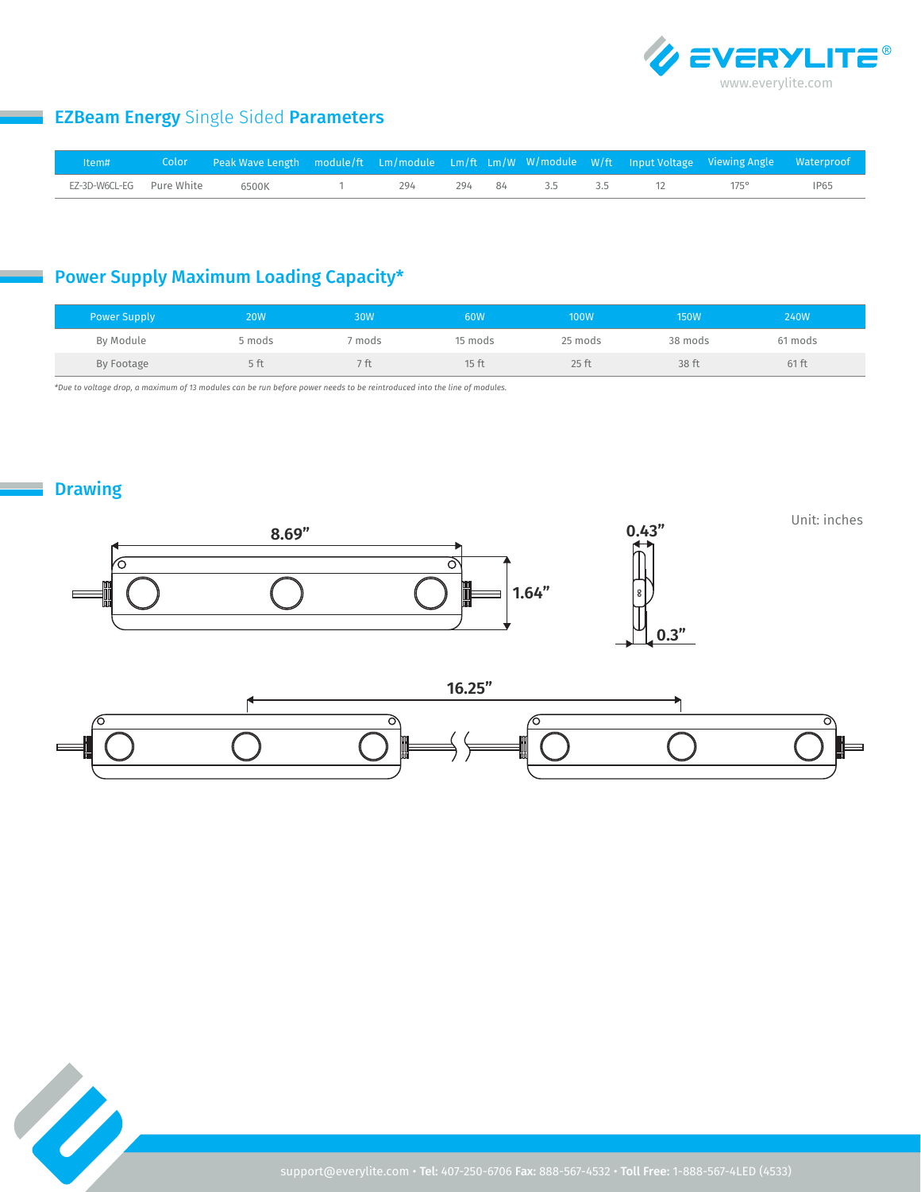## EZBeam Energy Single Sided Parameters

| Item# | Color | Peak Wave Length | module/ft | Lm/module | Lm/ft | Lm/W | W/module | W/ft | Input Voltage | Viewing Angle | Waterproof |
|---|---|---|---|---|---|---|---|---|---|---|---|
| EZ-3D-W6CL-EG | Pure White | 6500K | 1 | 294 | 294 | 84 | 3.5 | 3.5 | 12 | 175° | IP65 |

## Power Supply Maximum Loading Capacity*

| Power Supply | 20W | 30W | 60W | 100W | 150W | 240W |
|---|---|---|---|---|---|---|
| By Module | 5 mods | 7 mods | 15 mods | 25 mods | 38 mods | 61 mods |
| By Footage | 5 ft | 7 ft | 15 ft | 25 ft | 38 ft | 61 ft |

*\*Due to voltage drop, a maximum of 13 modules can be run before power needs to be reintroduced into the line of modules.*

## Drawing

Unit: inches

8.69”

1.64”

0.43”

0.3”

16.25”

support@everylite.com • **Tel:** 407-250-6706 **Fax:** 888-567-4532 • **Toll Free:** 1-888-567-4LED (4533)